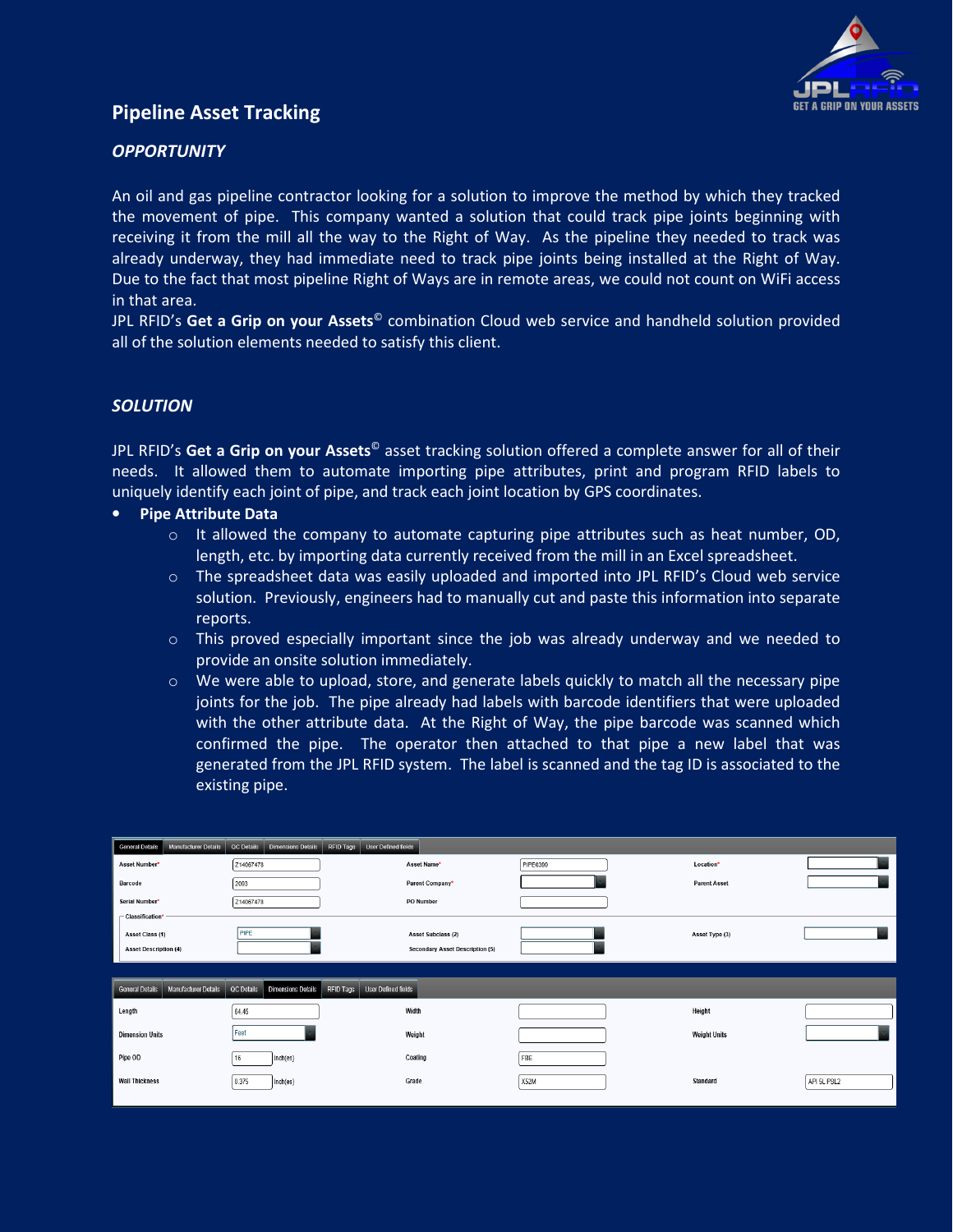## Pipeline Asset Tracking

### *OPPORTUNITY*

An oil and gas pipeline contractor looking for a solution to improve the method by which they tracked the movement of pipe. This company wanted a solution that could track pipe joints beginning with receiving it from the mill all the way to the Right of Way. As the pipeline they needed to track was already underway, they had immediate need to track pipe joints being installed at the Right of Way. Due to the fact that most pipeline Right of Ways are in remote areas, we could not count on WiFi access in that area.

JPL RFID's **Get a Grip on your Assets**© combination Cloud web service and handheld solution provided all of the solution elements needed to satisfy this client.

### *SOLUTION*

JPL RFID's **Get a Grip on your Assets**© asset tracking solution offered a complete answer for all of their needs. It allowed them to automate importing pipe attributes, print and program RFID labels to uniquely identify each joint of pipe, and track each joint location by GPS coordinates.

- **Pipe Attribute Data**
  - It allowed the company to automate capturing pipe attributes such as heat number, OD, length, etc. by importing data currently received from the mill in an Excel spreadsheet.
  - The spreadsheet data was easily uploaded and imported into JPL RFID's Cloud web service solution. Previously, engineers had to manually cut and paste this information into separate reports.
  - This proved especially important since the job was already underway and we needed to provide an onsite solution immediately.
  - We were able to upload, store, and generate labels quickly to match all the necessary pipe joints for the job. The pipe already had labels with barcode identifiers that were uploaded with the other attribute data. At the Right of Way, the pipe barcode was scanned which confirmed the pipe. The operator then attached to that pipe a new label that was generated from the JPL RFID system. The label is scanned and the tag ID is associated to the existing pipe.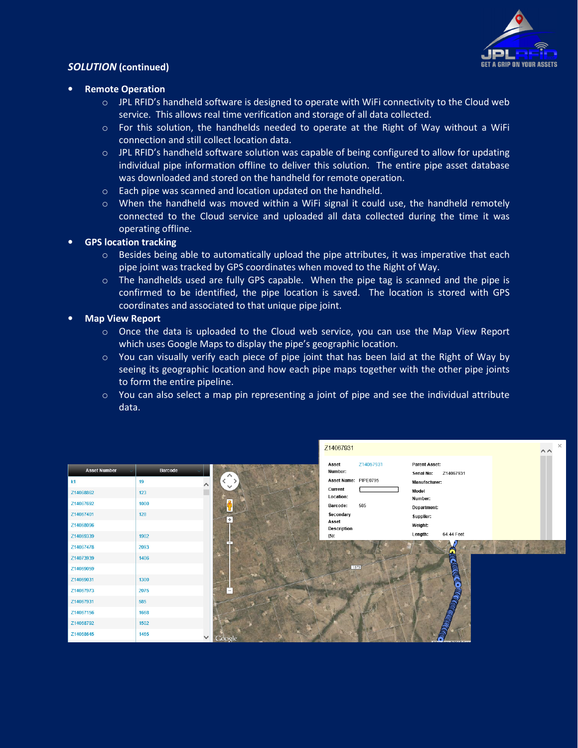***SOLUTION* (continued)**

- **Remote Operation**
  - JPL RFID's handheld software is designed to operate with WiFi connectivity to the Cloud web service. This allows real time verification and storage of all data collected.
  - For this solution, the handhelds needed to operate at the Right of Way without a WiFi connection and still collect location data.
  - JPL RFID's handheld software solution was capable of being configured to allow for updating individual pipe information offline to deliver this solution. The entire pipe asset database was downloaded and stored on the handheld for remote operation.
  - Each pipe was scanned and location updated on the handheld.
  - When the handheld was moved within a WiFi signal it could use, the handheld remotely connected to the Cloud service and uploaded all data collected during the time it was operating offline.
- **GPS location tracking**
  - Besides being able to automatically upload the pipe attributes, it was imperative that each pipe joint was tracked by GPS coordinates when moved to the Right of Way.
  - The handhelds used are fully GPS capable. When the pipe tag is scanned and the pipe is confirmed to be identified, the pipe location is saved. The location is stored with GPS coordinates and associated to that unique pipe joint.
- **Map View Report**
  - Once the data is uploaded to the Cloud web service, you can use the Map View Report which uses Google Maps to display the pipe's geographic location.
  - You can visually verify each piece of pipe joint that has been laid at the Right of Way by seeing its geographic location and how each pipe maps together with the other pipe joints to form the entire pipeline.
  - You can also select a map pin representing a joint of pipe and see the individual attribute data.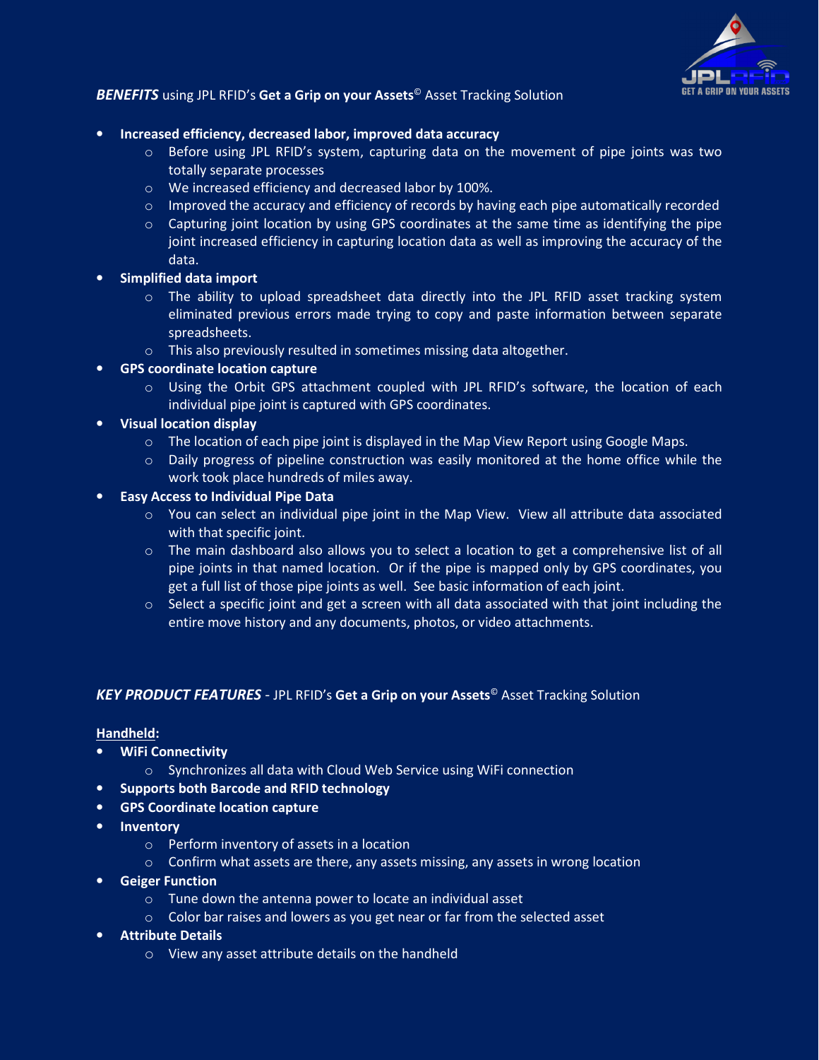***BENEFITS*** using JPL RFID's **Get a Grip on your Assets**© Asset Tracking Solution

- **Increased efficiency, decreased labor, improved data accuracy**
  - Before using JPL RFID's system, capturing data on the movement of pipe joints was two totally separate processes
  - We increased efficiency and decreased labor by 100%.
  - Improved the accuracy and efficiency of records by having each pipe automatically recorded
  - Capturing joint location by using GPS coordinates at the same time as identifying the pipe joint increased efficiency in capturing location data as well as improving the accuracy of the data.
- **Simplified data import**
  - The ability to upload spreadsheet data directly into the JPL RFID asset tracking system eliminated previous errors made trying to copy and paste information between separate spreadsheets.
  - This also previously resulted in sometimes missing data altogether.
- **GPS coordinate location capture**
  - Using the Orbit GPS attachment coupled with JPL RFID's software, the location of each individual pipe joint is captured with GPS coordinates.
- **Visual location display**
  - The location of each pipe joint is displayed in the Map View Report using Google Maps.
  - Daily progress of pipeline construction was easily monitored at the home office while the work took place hundreds of miles away.
- **Easy Access to Individual Pipe Data**
  - You can select an individual pipe joint in the Map View. View all attribute data associated with that specific joint.
  - The main dashboard also allows you to select a location to get a comprehensive list of all pipe joints in that named location. Or if the pipe is mapped only by GPS coordinates, you get a full list of those pipe joints as well. See basic information of each joint.
  - Select a specific joint and get a screen with all data associated with that joint including the entire move history and any documents, photos, or video attachments.

***KEY PRODUCT FEATURES*** - JPL RFID's **Get a Grip on your Assets**© Asset Tracking Solution

**Handheld:**

- **WiFi Connectivity**
  - Synchronizes all data with Cloud Web Service using WiFi connection
- **Supports both Barcode and RFID technology**
- **GPS Coordinate location capture**
- **Inventory**
  - Perform inventory of assets in a location
  - Confirm what assets are there, any assets missing, any assets in wrong location
- **Geiger Function**
  - Tune down the antenna power to locate an individual asset
  - Color bar raises and lowers as you get near or far from the selected asset
- **Attribute Details**
  - View any asset attribute details on the handheld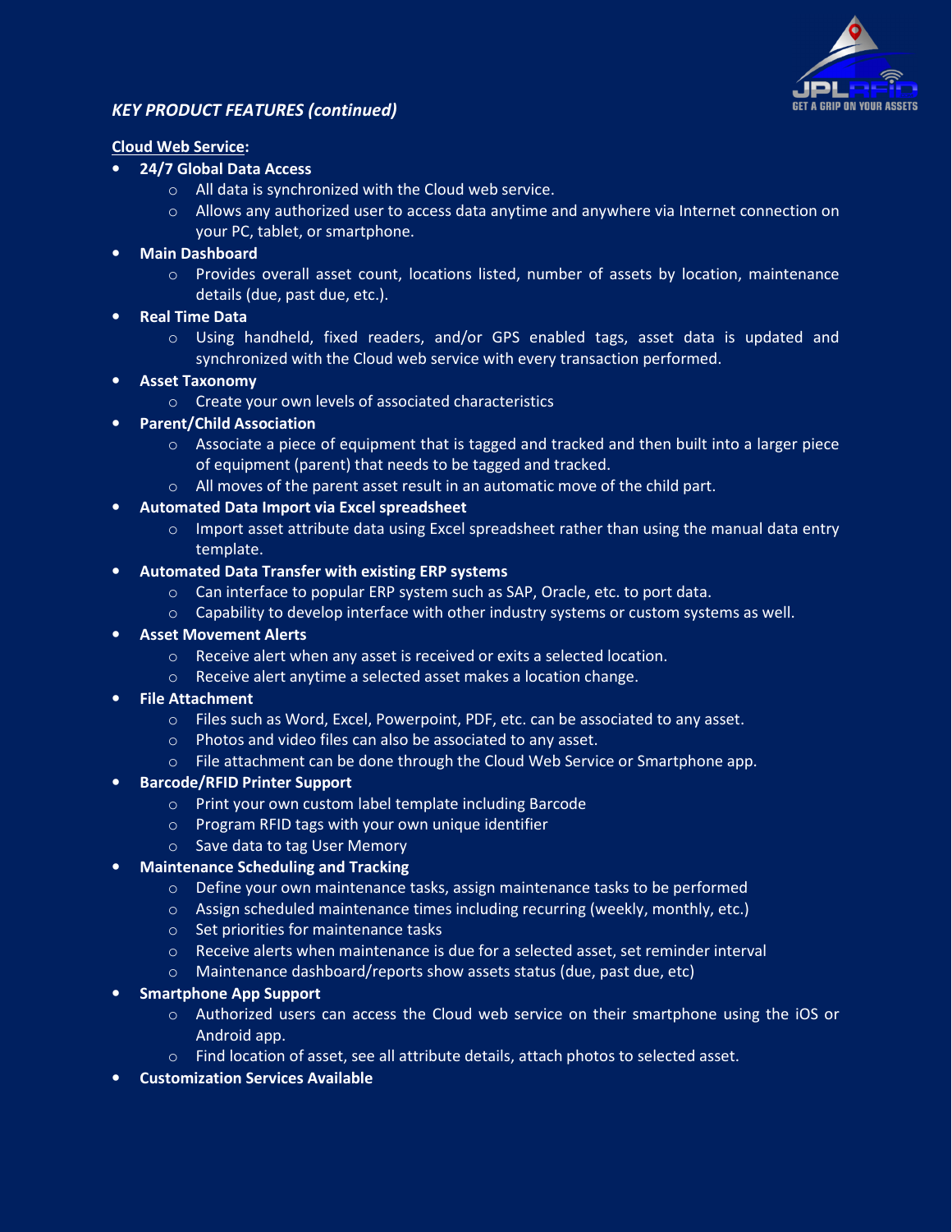*KEY PRODUCT FEATURES (continued)*

**Cloud Web Service:**

- **24/7 Global Data Access**
  - All data is synchronized with the Cloud web service.
  - Allows any authorized user to access data anytime and anywhere via Internet connection on your PC, tablet, or smartphone.
- **Main Dashboard**
  - Provides overall asset count, locations listed, number of assets by location, maintenance details (due, past due, etc.).
- **Real Time Data**
  - Using handheld, fixed readers, and/or GPS enabled tags, asset data is updated and synchronized with the Cloud web service with every transaction performed.
- **Asset Taxonomy**
  - Create your own levels of associated characteristics
- **Parent/Child Association**
  - Associate a piece of equipment that is tagged and tracked and then built into a larger piece of equipment (parent) that needs to be tagged and tracked.
  - All moves of the parent asset result in an automatic move of the child part.
- **Automated Data Import via Excel spreadsheet**
  - Import asset attribute data using Excel spreadsheet rather than using the manual data entry template.
- **Automated Data Transfer with existing ERP systems**
  - Can interface to popular ERP system such as SAP, Oracle, etc. to port data.
  - Capability to develop interface with other industry systems or custom systems as well.
- **Asset Movement Alerts**
  - Receive alert when any asset is received or exits a selected location.
  - Receive alert anytime a selected asset makes a location change.
- **File Attachment**
  - Files such as Word, Excel, Powerpoint, PDF, etc. can be associated to any asset.
  - Photos and video files can also be associated to any asset.
  - File attachment can be done through the Cloud Web Service or Smartphone app.
- **Barcode/RFID Printer Support**
  - Print your own custom label template including Barcode
  - Program RFID tags with your own unique identifier
  - Save data to tag User Memory
- **Maintenance Scheduling and Tracking**
  - Define your own maintenance tasks, assign maintenance tasks to be performed
  - Assign scheduled maintenance times including recurring (weekly, monthly, etc.)
  - Set priorities for maintenance tasks
  - Receive alerts when maintenance is due for a selected asset, set reminder interval
  - Maintenance dashboard/reports show assets status (due, past due, etc)
- **Smartphone App Support**
  - Authorized users can access the Cloud web service on their smartphone using the iOS or Android app.
  - Find location of asset, see all attribute details, attach photos to selected asset.
- **Customization Services Available**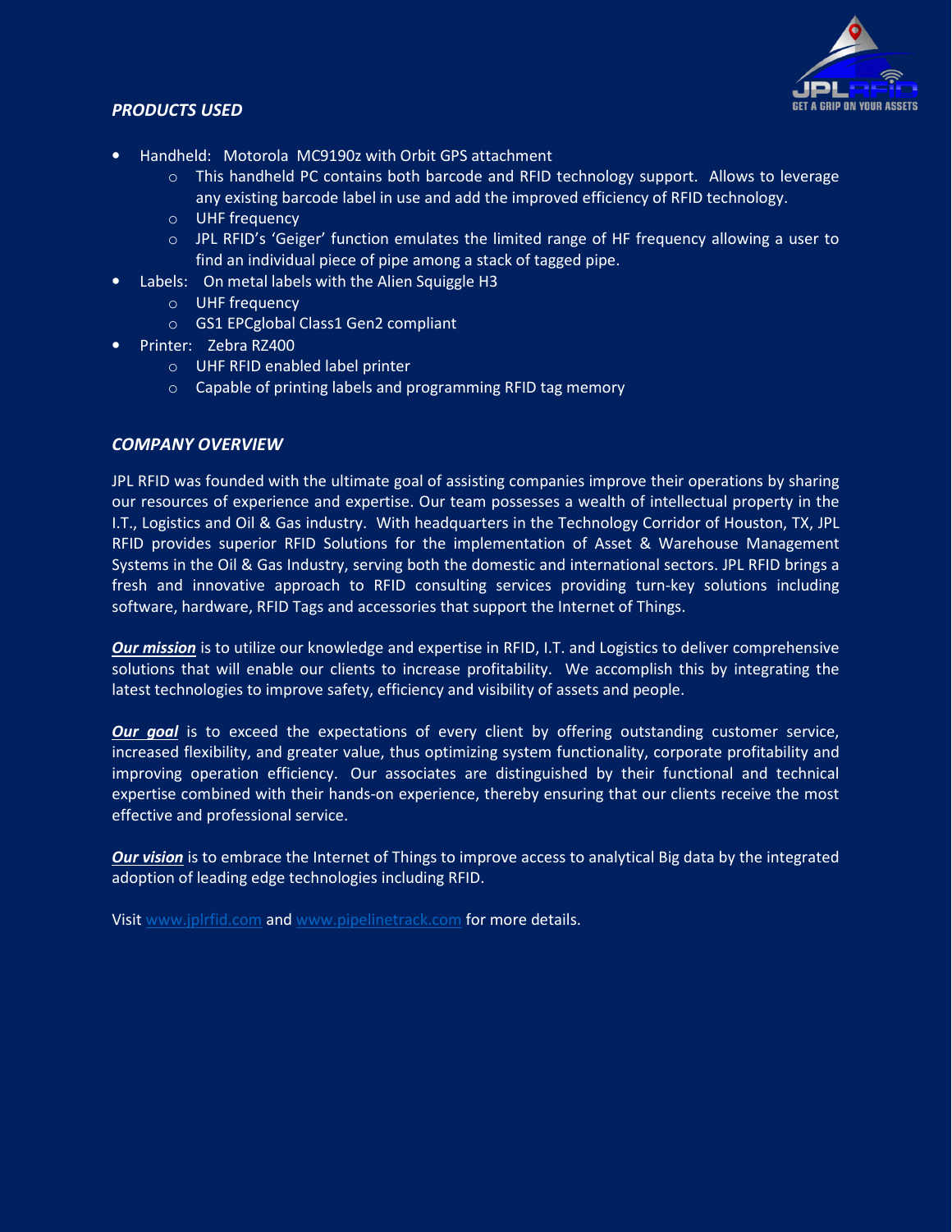## *PRODUCTS USED*

- Handheld: Motorola MC9190z with Orbit GPS attachment
  - This handheld PC contains both barcode and RFID technology support. Allows to leverage any existing barcode label in use and add the improved efficiency of RFID technology.
  - UHF frequency
  - JPL RFID's 'Geiger' function emulates the limited range of HF frequency allowing a user to find an individual piece of pipe among a stack of tagged pipe.
- Labels: On metal labels with the Alien Squiggle H3
  - UHF frequency
  - GS1 EPCglobal Class1 Gen2 compliant
- Printer: Zebra RZ400
  - UHF RFID enabled label printer
  - Capable of printing labels and programming RFID tag memory

## *COMPANY OVERVIEW*

JPL RFID was founded with the ultimate goal of assisting companies improve their operations by sharing our resources of experience and expertise. Our team possesses a wealth of intellectual property in the I.T., Logistics and Oil & Gas industry. With headquarters in the Technology Corridor of Houston, TX, JPL RFID provides superior RFID Solutions for the implementation of Asset & Warehouse Management Systems in the Oil & Gas Industry, serving both the domestic and international sectors. JPL RFID brings a fresh and innovative approach to RFID consulting services providing turn-key solutions including software, hardware, RFID Tags and accessories that support the Internet of Things.

***Our mission*** is to utilize our knowledge and expertise in RFID, I.T. and Logistics to deliver comprehensive solutions that will enable our clients to increase profitability. We accomplish this by integrating the latest technologies to improve safety, efficiency and visibility of assets and people.

***Our goal*** is to exceed the expectations of every client by offering outstanding customer service, increased flexibility, and greater value, thus optimizing system functionality, corporate profitability and improving operation efficiency. Our associates are distinguished by their functional and technical expertise combined with their hands-on experience, thereby ensuring that our clients receive the most effective and professional service.

***Our vision*** is to embrace the Internet of Things to improve access to analytical Big data by the integrated adoption of leading edge technologies including RFID.

Visit www.jplrfid.com and www.pipelinetrack.com for more details.